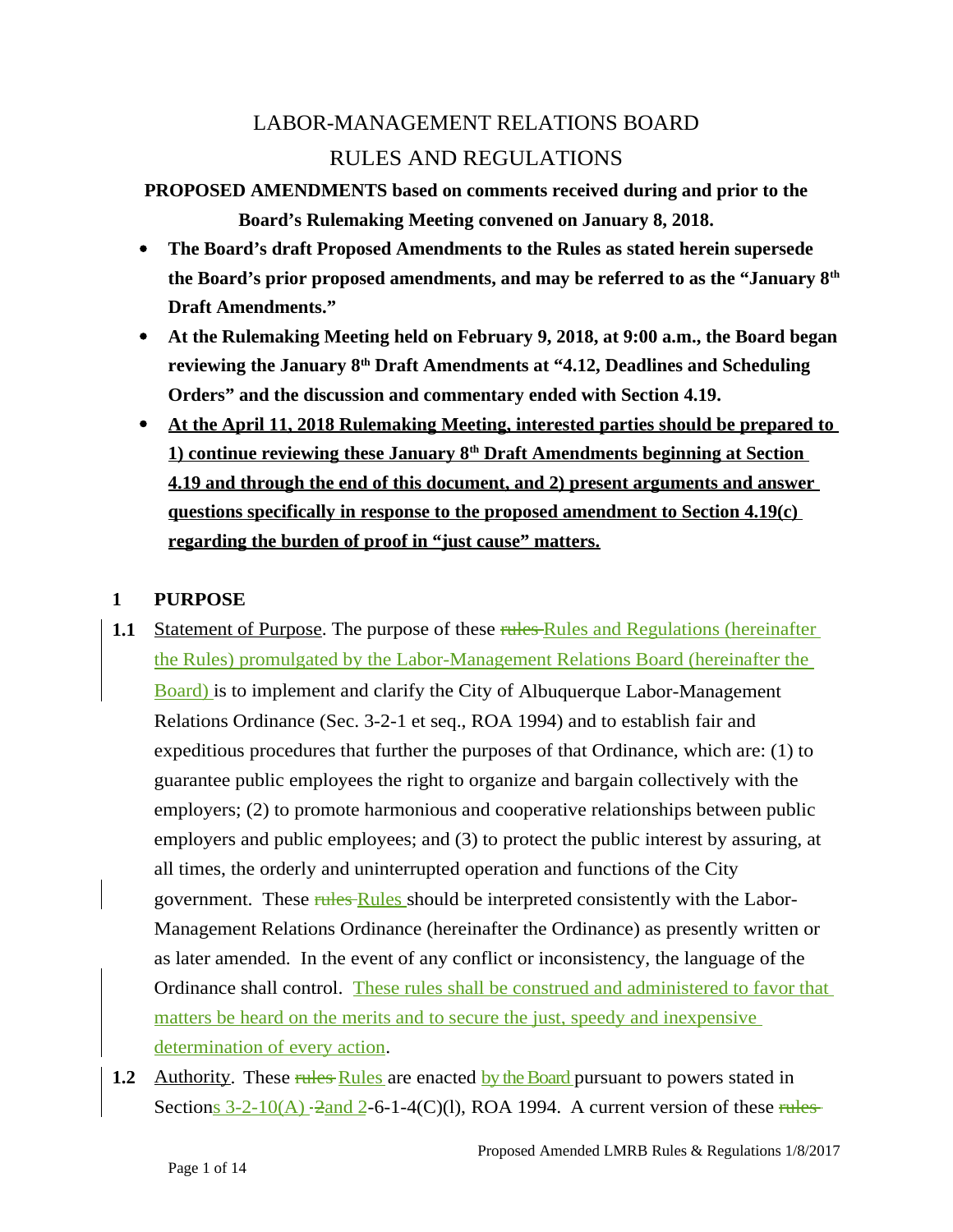# LABOR-MANAGEMENT RELATIONS BOARD

# RULES AND REGULATIONS

**PROPOSED AMENDMENTS based on comments received during and prior to the Board's Rulemaking Meeting convened on January 8, 2018.**

- **The Board's draft Proposed Amendments to the Rules as stated herein supersede the Board's prior proposed amendments, and may be referred to as the "January 8th Draft Amendments."**
- **At the Rulemaking Meeting held on February 9, 2018, at 9:00 a.m., the Board began reviewing the January 8th Draft Amendments at "4.12, Deadlines and Scheduling Orders" and the discussion and commentary ended with Section 4.19.**
- **At the April 11, 2018 Rulemaking Meeting, interested parties should be prepared to 1) continue reviewing these January 8th Draft Amendments beginning at Section 4.19 and through the end of this document, and 2) present arguments and answer questions specifically in response to the proposed amendment to Section 4.19(c) regarding the burden of proof in "just cause" matters.**

## 1 PURPOSE

**1.1** Statement of Purpose. The purpose of these ~~rules~~ Rules and Regulations (hereinafter the Rules) promulgated by the Labor-Management Relations Board (hereinafter the Board) is to implement and clarify the City of Albuquerque Labor-Management Relations Ordinance (Sec. 3-2-1 et seq., ROA 1994) and to establish fair and expeditious procedures that further the purposes of that Ordinance, which are: (1) to guarantee public employees the right to organize and bargain collectively with the employers; (2) to promote harmonious and cooperative relationships between public employers and public employees; and (3) to protect the public interest by assuring, at all times, the orderly and uninterrupted operation and functions of the City government. These ~~rules~~ Rules should be interpreted consistently with the Labor-Management Relations Ordinance (hereinafter the Ordinance) as presently written or as later amended. In the event of any conflict or inconsistency, the language of the Ordinance shall control. These rules shall be construed and administered to favor that matters be heard on the merits and to secure the just, speedy and inexpensive determination of every action.

**1.2** Authority. These ~~rules~~ Rules are enacted by the Board pursuant to powers stated in Sections 3-2-10(A) ~~2~~and 2-6-1-4(C)(l), ROA 1994. A current version of these ~~rules~~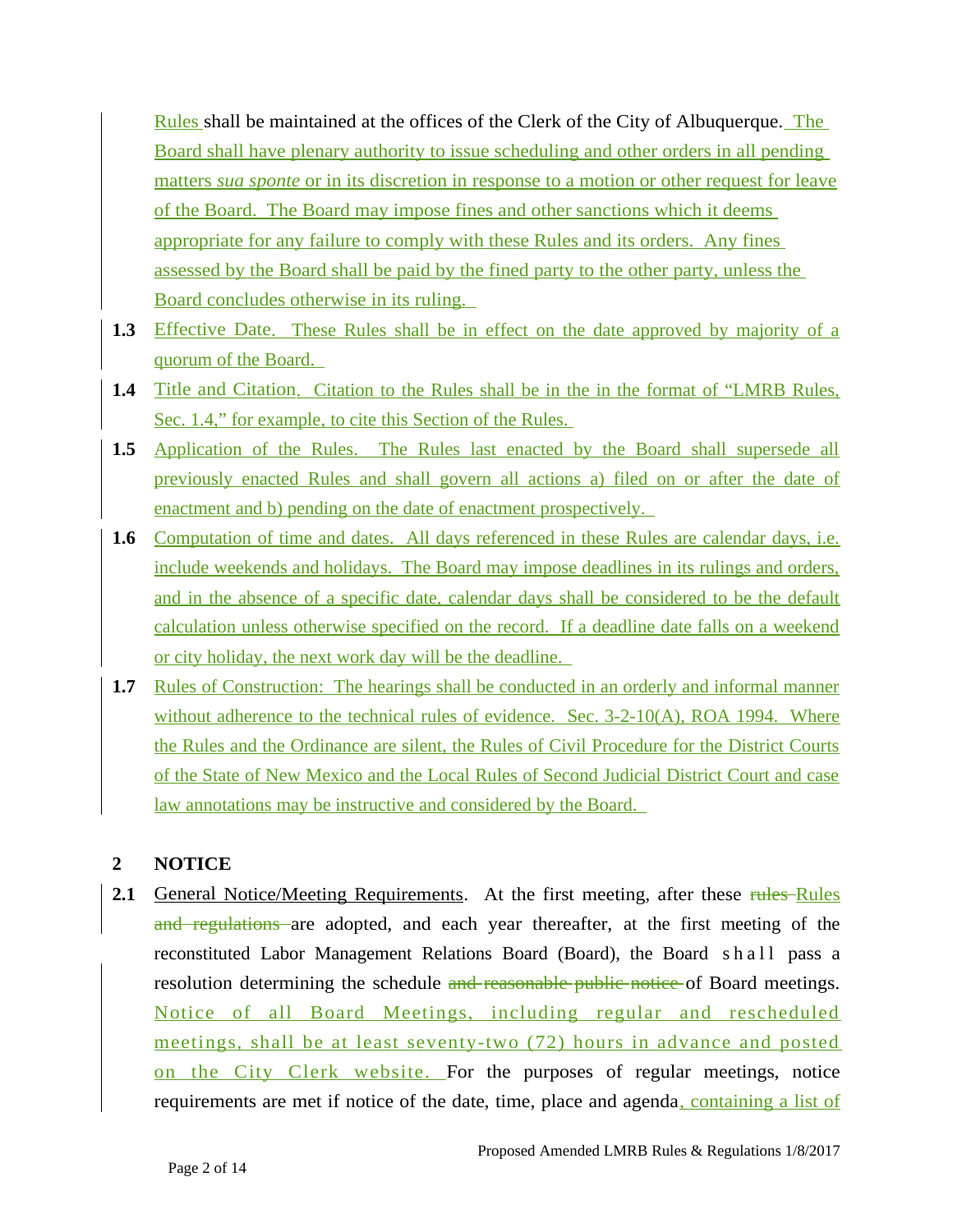Rules shall be maintained at the offices of the Clerk of the City of Albuquerque. The Board shall have plenary authority to issue scheduling and other orders in all pending matters *sua sponte* or in its discretion in response to a motion or other request for leave of the Board. The Board may impose fines and other sanctions which it deems appropriate for any failure to comply with these Rules and its orders. Any fines assessed by the Board shall be paid by the fined party to the other party, unless the Board concludes otherwise in its ruling.

**1.3** Effective Date. These Rules shall be in effect on the date approved by majority of a quorum of the Board.

**1.4** Title and Citation. Citation to the Rules shall be in the in the format of "LMRB Rules, Sec. 1.4," for example, to cite this Section of the Rules.

**1.5** Application of the Rules. The Rules last enacted by the Board shall supersede all previously enacted Rules and shall govern all actions a) filed on or after the date of enactment and b) pending on the date of enactment prospectively.

**1.6** Computation of time and dates. All days referenced in these Rules are calendar days, i.e. include weekends and holidays. The Board may impose deadlines in its rulings and orders, and in the absence of a specific date, calendar days shall be considered to be the default calculation unless otherwise specified on the record. If a deadline date falls on a weekend or city holiday, the next work day will be the deadline.

**1.7** Rules of Construction: The hearings shall be conducted in an orderly and informal manner without adherence to the technical rules of evidence. Sec. 3-2-10(A), ROA 1994. Where the Rules and the Ordinance are silent, the Rules of Civil Procedure for the District Courts of the State of New Mexico and the Local Rules of Second Judicial District Court and case law annotations may be instructive and considered by the Board.

## 2 NOTICE

**2.1** General Notice/Meeting Requirements. At the first meeting, after these ~~rules~~ Rules ~~and regulations~~ are adopted, and each year thereafter, at the first meeting of the reconstituted Labor Management Relations Board (Board), the Board shall pass a resolution determining the schedule ~~and reasonable public notice~~ of Board meetings. Notice of all Board Meetings, including regular and rescheduled meetings, shall be at least seventy-two (72) hours in advance and posted on the City Clerk website. For the purposes of regular meetings, notice requirements are met if notice of the date, time, place and agenda, containing a list of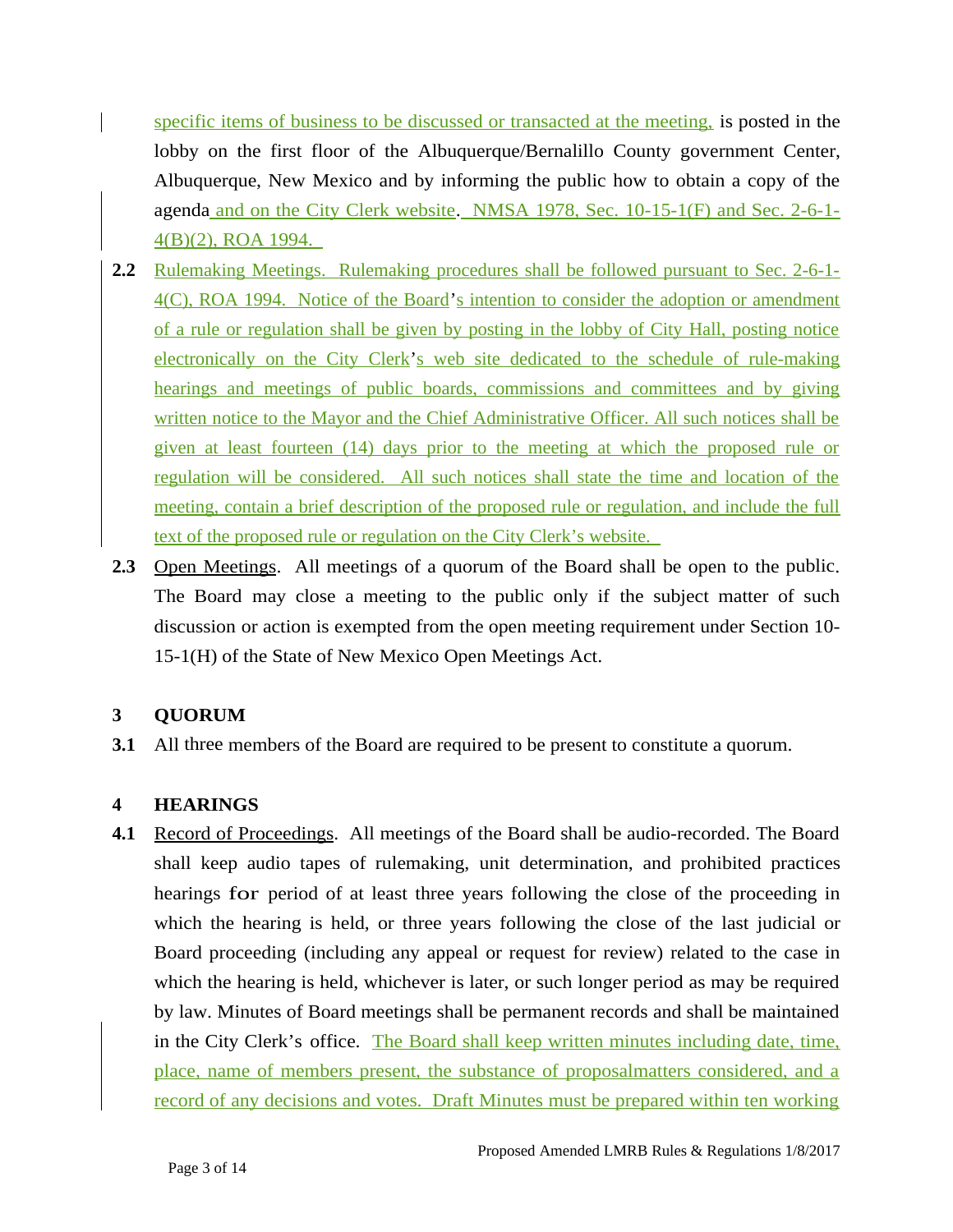specific items of business to be discussed or transacted at the meeting, is posted in the lobby on the first floor of the Albuquerque/Bernalillo County government Center, Albuquerque, New Mexico and by informing the public how to obtain a copy of the agenda and on the City Clerk website. NMSA 1978, Sec. 10-15-1(F) and Sec. 2-6-1-4(B)(2), ROA 1994.

**2.2** Rulemaking Meetings. Rulemaking procedures shall be followed pursuant to Sec. 2-6-1-4(C), ROA 1994. Notice of the Board's intention to consider the adoption or amendment of a rule or regulation shall be given by posting in the lobby of City Hall, posting notice electronically on the City Clerk's web site dedicated to the schedule of rule-making hearings and meetings of public boards, commissions and committees and by giving written notice to the Mayor and the Chief Administrative Officer. All such notices shall be given at least fourteen (14) days prior to the meeting at which the proposed rule or regulation will be considered. All such notices shall state the time and location of the meeting, contain a brief description of the proposed rule or regulation, and include the full text of the proposed rule or regulation on the City Clerk's website.

**2.3** Open Meetings. All meetings of a quorum of the Board shall be open to the public. The Board may close a meeting to the public only if the subject matter of such discussion or action is exempted from the open meeting requirement under Section 10-15-1(H) of the State of New Mexico Open Meetings Act.

## 3 QUORUM

**3.1** All three members of the Board are required to be present to constitute a quorum.

## 4 HEARINGS

**4.1** Record of Proceedings. All meetings of the Board shall be audio-recorded. The Board shall keep audio tapes of rulemaking, unit determination, and prohibited practices hearings for period of at least three years following the close of the proceeding in which the hearing is held, or three years following the close of the last judicial or Board proceeding (including any appeal or request for review) related to the case in which the hearing is held, whichever is later, or such longer period as may be required by law. Minutes of Board meetings shall be permanent records and shall be maintained in the City Clerk's office. The Board shall keep written minutes including date, time, place, name of members present, the substance of proposalmatters considered, and a record of any decisions and votes. Draft Minutes must be prepared within ten working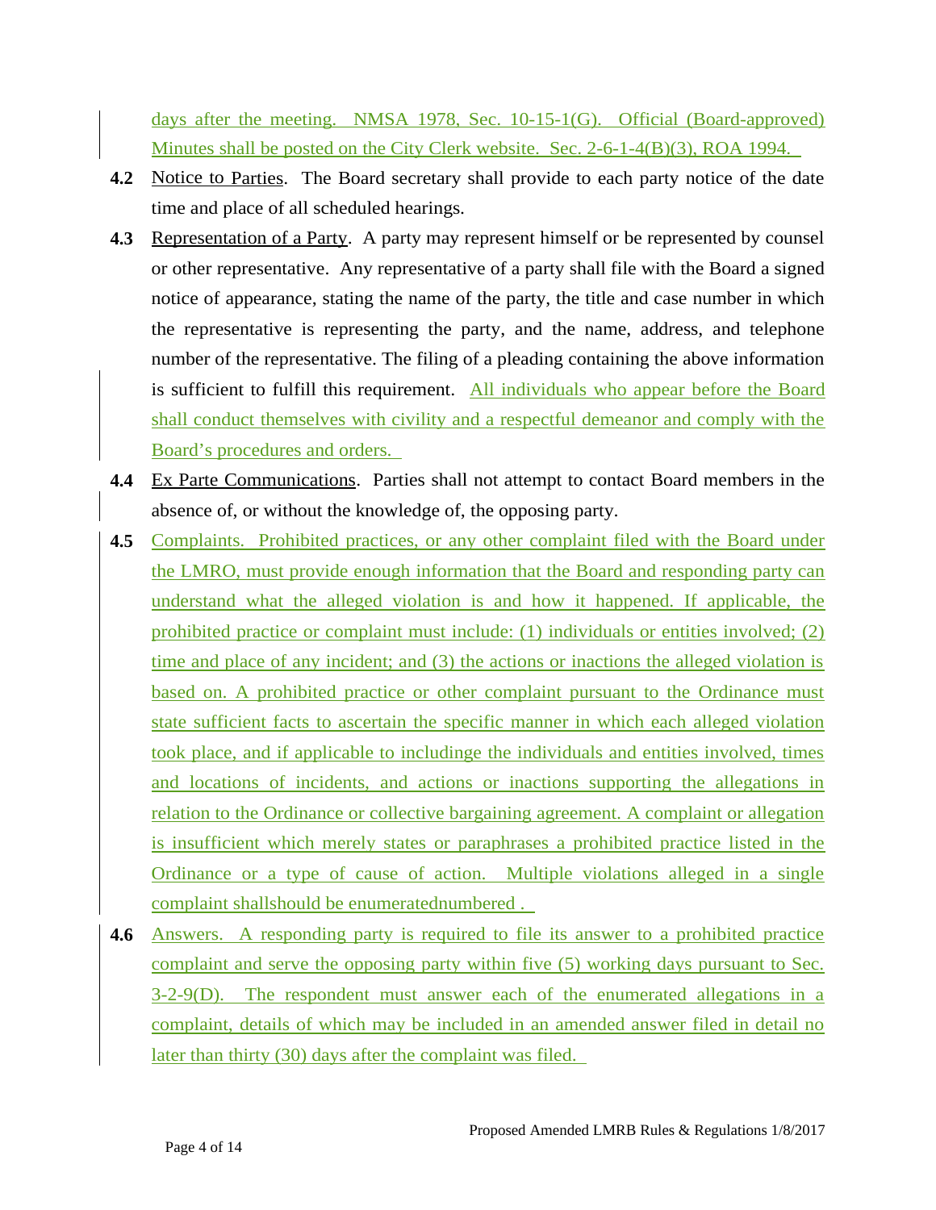days after the meeting. NMSA 1978, Sec. 10-15-1(G). Official (Board-approved) Minutes shall be posted on the City Clerk website. Sec. 2-6-1-4(B)(3), ROA 1994.

**4.2** Notice to Parties. The Board secretary shall provide to each party notice of the date time and place of all scheduled hearings.

**4.3** Representation of a Party. A party may represent himself or be represented by counsel or other representative. Any representative of a party shall file with the Board a signed notice of appearance, stating the name of the party, the title and case number in which the representative is representing the party, and the name, address, and telephone number of the representative. The filing of a pleading containing the above information is sufficient to fulfill this requirement. All individuals who appear before the Board shall conduct themselves with civility and a respectful demeanor and comply with the Board's procedures and orders.

**4.4** Ex Parte Communications. Parties shall not attempt to contact Board members in the absence of, or without the knowledge of, the opposing party.

**4.5** Complaints. Prohibited practices, or any other complaint filed with the Board under the LMRO, must provide enough information that the Board and responding party can understand what the alleged violation is and how it happened. If applicable, the prohibited practice or complaint must include: (1) individuals or entities involved; (2) time and place of any incident; and (3) the actions or inactions the alleged violation is based on. A prohibited practice or other complaint pursuant to the Ordinance must state sufficient facts to ascertain the specific manner in which each alleged violation took place, and if applicable to includinge the individuals and entities involved, times and locations of incidents, and actions or inactions supporting the allegations in relation to the Ordinance or collective bargaining agreement. A complaint or allegation is insufficient which merely states or paraphrases a prohibited practice listed in the Ordinance or a type of cause of action. Multiple violations alleged in a single complaint shallshould be enumeratednumbered .

**4.6** Answers. A responding party is required to file its answer to a prohibited practice complaint and serve the opposing party within five (5) working days pursuant to Sec. 3-2-9(D). The respondent must answer each of the enumerated allegations in a complaint, details of which may be included in an amended answer filed in detail no later than thirty (30) days after the complaint was filed.

Proposed Amended LMRB Rules & Regulations 1/8/2017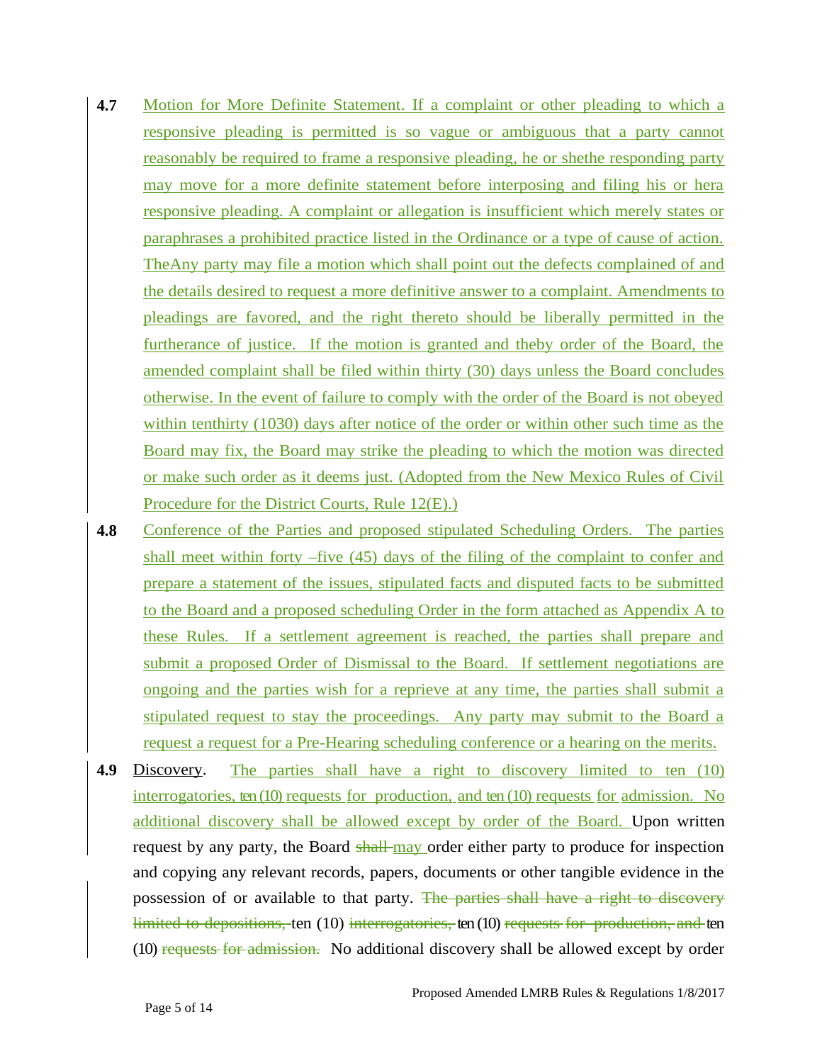**4.7** Motion for More Definite Statement. If a complaint or other pleading to which a responsive pleading is permitted is so vague or ambiguous that a party cannot reasonably be required to frame a responsive pleading, he or shethe responding party may move for a more definite statement before interposing and filing his or hera responsive pleading. A complaint or allegation is insufficient which merely states or paraphrases a prohibited practice listed in the Ordinance or a type of cause of action. TheAny party may file a motion which shall point out the defects complained of and the details desired to request a more definitive answer to a complaint. Amendments to pleadings are favored, and the right thereto should be liberally permitted in the furtherance of justice. If the motion is granted and theby order of the Board, the amended complaint shall be filed within thirty (30) days unless the Board concludes otherwise. In the event of failure to comply with the order of the Board is not obeyed within tenthirty (1030) days after notice of the order or within other such time as the Board may fix, the Board may strike the pleading to which the motion was directed or make such order as it deems just. (Adopted from the New Mexico Rules of Civil Procedure for the District Courts, Rule 12(E).)

**4.8** Conference of the Parties and proposed stipulated Scheduling Orders. The parties shall meet within forty –five (45) days of the filing of the complaint to confer and prepare a statement of the issues, stipulated facts and disputed facts to be submitted to the Board and a proposed scheduling Order in the form attached as Appendix A to these Rules. If a settlement agreement is reached, the parties shall prepare and submit a proposed Order of Dismissal to the Board. If settlement negotiations are ongoing and the parties wish for a reprieve at any time, the parties shall submit a stipulated request to stay the proceedings. Any party may submit to the Board a request a request for a Pre-Hearing scheduling conference or a hearing on the merits.

**4.9** Discovery. The parties shall have a right to discovery limited to ten (10) interrogatories, ten (10) requests for production, and ten (10) requests for admission. No additional discovery shall be allowed except by order of the Board. Upon written request by any party, the Board ~~shall~~ may order either party to produce for inspection and copying any relevant records, papers, documents or other tangible evidence in the possession of or available to that party. ~~The parties shall have a right to discovery limited to depositions,~~ ten (10) ~~interrogatories,~~ ten (10) ~~requests for production, and~~ ten (10) ~~requests for admission.~~ No additional discovery shall be allowed except by order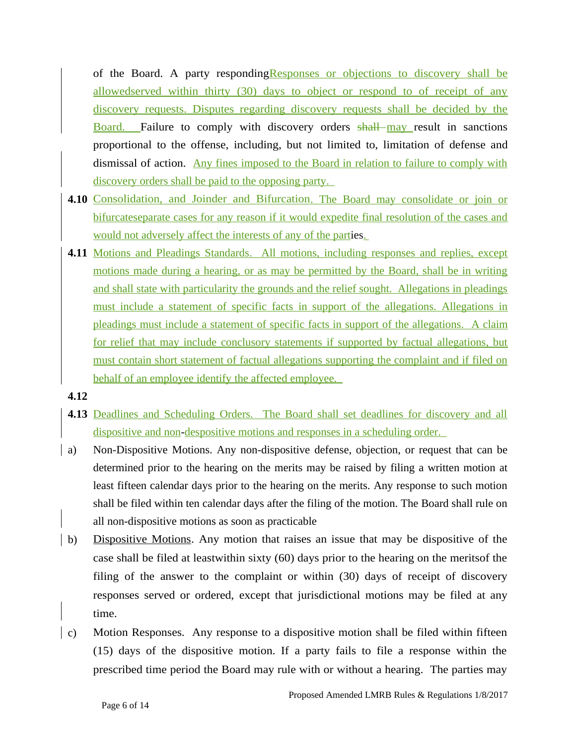of the Board. A party respondingResponses or objections to discovery shall be allowedserved within thirty (30) days to object or respond to of receipt of any discovery requests. Disputes regarding discovery requests shall be decided by the Board. Failure to comply with discovery orders shall may result in sanctions proportional to the offense, including, but not limited to, limitation of defense and dismissal of action. Any fines imposed to the Board in relation to failure to comply with discovery orders shall be paid to the opposing party.

**4.10** Consolidation, and Joinder and Bifurcation. The Board may consolidate or join or bifurcateseparate cases for any reason if it would expedite final resolution of the cases and would not adversely affect the interests of any of the parties.

**4.11** Motions and Pleadings Standards. All motions, including responses and replies, except motions made during a hearing, or as may be permitted by the Board, shall be in writing and shall state with particularity the grounds and the relief sought. Allegations in pleadings must include a statement of specific facts in support of the allegations. Allegations in pleadings must include a statement of specific facts in support of the allegations. A claim for relief that may include conclusory statements if supported by factual allegations, but must contain short statement of factual allegations supporting the complaint and if filed on behalf of an employee identify the affected employee.

**4.12**

**4.13** Deadlines and Scheduling Orders. The Board shall set deadlines for discovery and all dispositive and non-despositive motions and responses in a scheduling order.

a) Non-Dispositive Motions. Any non-dispositive defense, objection, or request that can be determined prior to the hearing on the merits may be raised by filing a written motion at least fifteen calendar days prior to the hearing on the merits. Any response to such motion shall be filed within ten calendar days after the filing of the motion. The Board shall rule on all non-dispositive motions as soon as practicable

b) Dispositive Motions. Any motion that raises an issue that may be dispositive of the case shall be filed at leastwithin sixty (60) days prior to the hearing on the meritsof the filing of the answer to the complaint or within (30) days of receipt of discovery responses served or ordered, except that jurisdictional motions may be filed at any time.

c) Motion Responses. Any response to a dispositive motion shall be filed within fifteen (15) days of the dispositive motion. If a party fails to file a response within the prescribed time period the Board may rule with or without a hearing. The parties may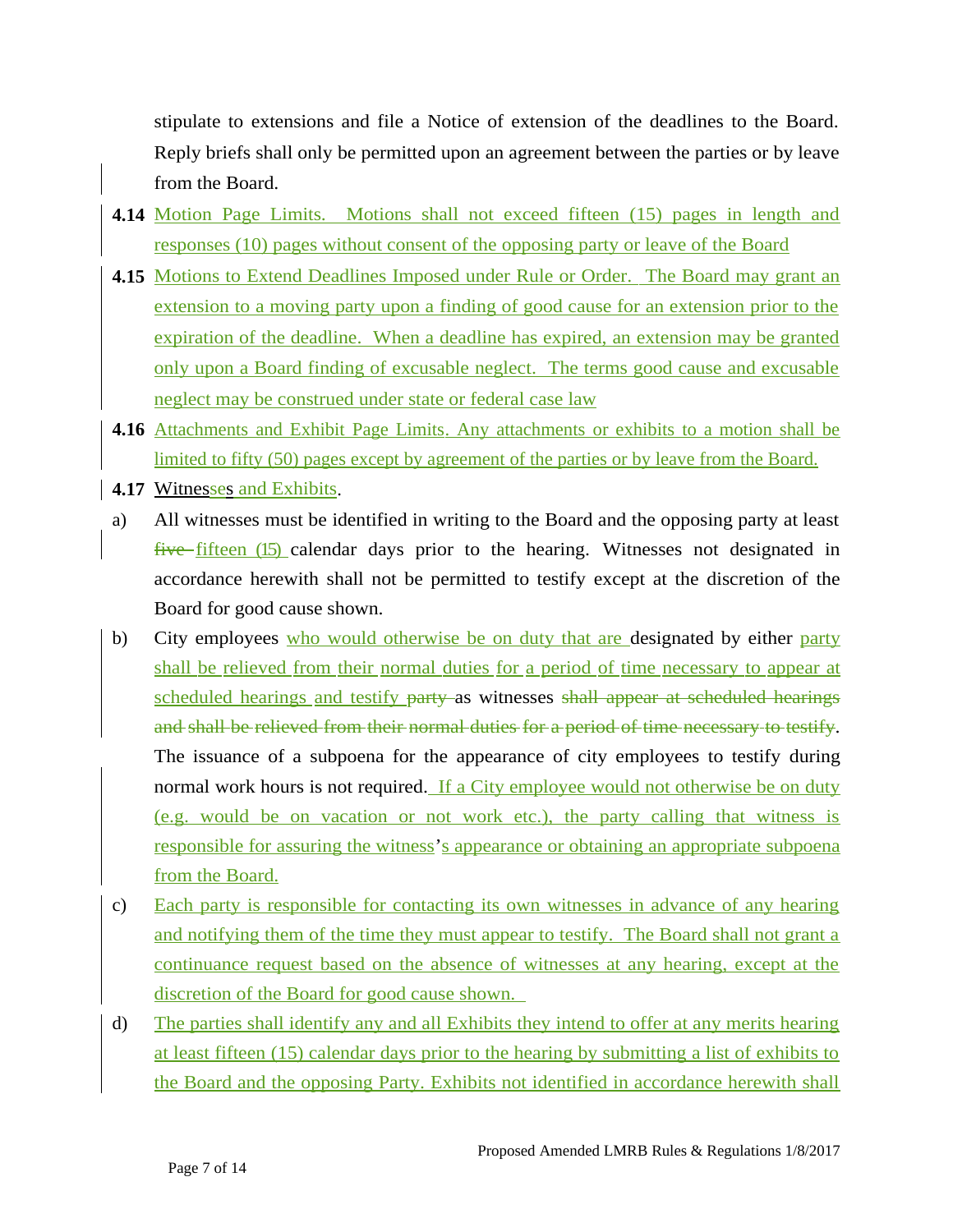stipulate to extensions and file a Notice of extension of the deadlines to the Board. Reply briefs shall only be permitted upon an agreement between the parties or by leave from the Board.

**4.14** Motion Page Limits. Motions shall not exceed fifteen (15) pages in length and responses (10) pages without consent of the opposing party or leave of the Board

**4.15** Motions to Extend Deadlines Imposed under Rule or Order. The Board may grant an extension to a moving party upon a finding of good cause for an extension prior to the expiration of the deadline. When a deadline has expired, an extension may be granted only upon a Board finding of excusable neglect. The terms good cause and excusable neglect may be construed under state or federal case law

**4.16** Attachments and Exhibit Page Limits. Any attachments or exhibits to a motion shall be limited to fifty (50) pages except by agreement of the parties or by leave from the Board.

**4.17** Witnesses and Exhibits.

a) All witnesses must be identified in writing to the Board and the opposing party at least ~~five~~ fifteen (15) calendar days prior to the hearing. Witnesses not designated in accordance herewith shall not be permitted to testify except at the discretion of the Board for good cause shown.

b) City employees who would otherwise be on duty that are designated by either party shall be relieved from their normal duties for a period of time necessary to appear at scheduled hearings and testify ~~party~~ as witnesses ~~shall appear at scheduled hearings and shall be relieved from their normal duties for a period of time necessary to testify~~. The issuance of a subpoena for the appearance of city employees to testify during normal work hours is not required. If a City employee would not otherwise be on duty (e.g. would be on vacation or not work etc.), the party calling that witness is responsible for assuring the witness's appearance or obtaining an appropriate subpoena from the Board.

c) Each party is responsible for contacting its own witnesses in advance of any hearing and notifying them of the time they must appear to testify. The Board shall not grant a continuance request based on the absence of witnesses at any hearing, except at the discretion of the Board for good cause shown.

d) The parties shall identify any and all Exhibits they intend to offer at any merits hearing at least fifteen (15) calendar days prior to the hearing by submitting a list of exhibits to the Board and the opposing Party. Exhibits not identified in accordance herewith shall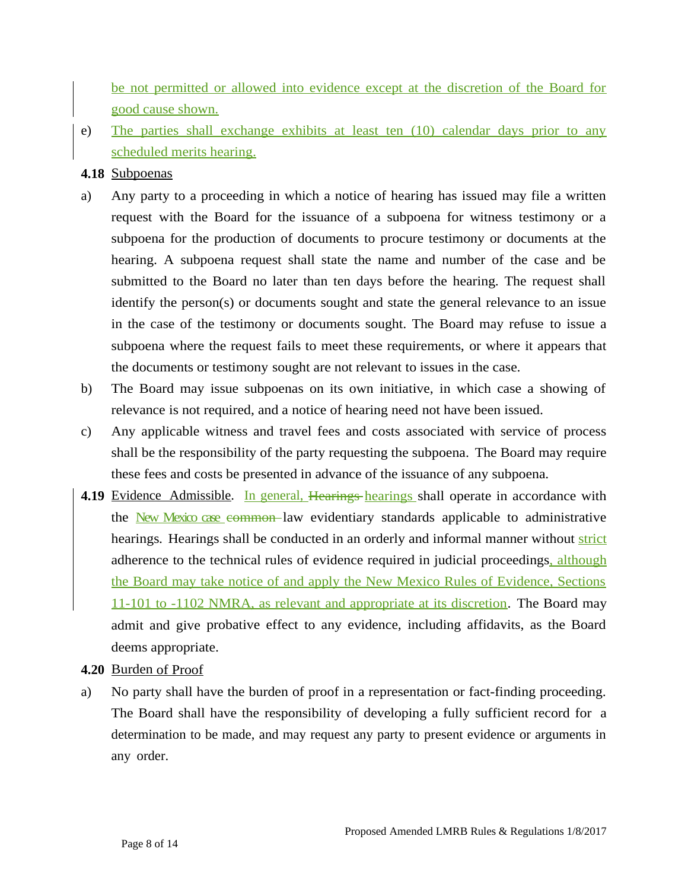be not permitted or allowed into evidence except at the discretion of the Board for good cause shown.

e) The parties shall exchange exhibits at least ten (10) calendar days prior to any scheduled merits hearing.

**4.18** Subpoenas

a) Any party to a proceeding in which a notice of hearing has issued may file a written request with the Board for the issuance of a subpoena for witness testimony or a subpoena for the production of documents to procure testimony or documents at the hearing. A subpoena request shall state the name and number of the case and be submitted to the Board no later than ten days before the hearing. The request shall identify the person(s) or documents sought and state the general relevance to an issue in the case of the testimony or documents sought. The Board may refuse to issue a subpoena where the request fails to meet these requirements, or where it appears that the documents or testimony sought are not relevant to issues in the case.

b) The Board may issue subpoenas on its own initiative, in which case a showing of relevance is not required, and a notice of hearing need not have been issued.

c) Any applicable witness and travel fees and costs associated with service of process shall be the responsibility of the party requesting the subpoena. The Board may require these fees and costs be presented in advance of the issuance of any subpoena.

**4.19** Evidence Admissible. In general, ~~Hearings~~ hearings shall operate in accordance with the New Mexico case ~~common~~ law evidentiary standards applicable to administrative hearings. Hearings shall be conducted in an orderly and informal manner without strict adherence to the technical rules of evidence required in judicial proceedings, although the Board may take notice of and apply the New Mexico Rules of Evidence, Sections 11-101 to -1102 NMRA, as relevant and appropriate at its discretion. The Board may admit and give probative effect to any evidence, including affidavits, as the Board deems appropriate.

**4.20** Burden of Proof

a) No party shall have the burden of proof in a representation or fact-finding proceeding. The Board shall have the responsibility of developing a fully sufficient record for a determination to be made, and may request any party to present evidence or arguments in any order.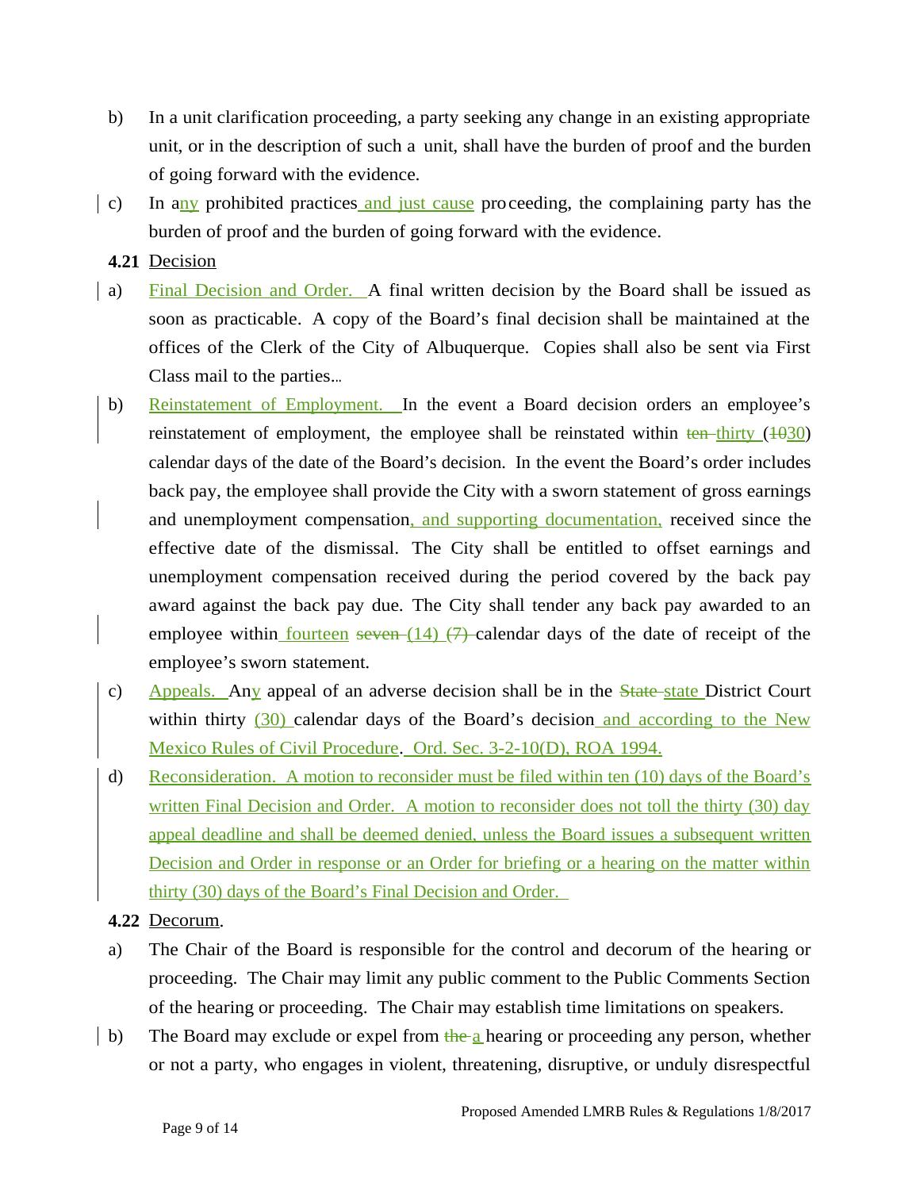b) In a unit clarification proceeding, a party seeking any change in an existing appropriate unit, or in the description of such a unit, shall have the burden of proof and the burden of going forward with the evidence.

c) In any prohibited practices and just cause proceeding, the complaining party has the burden of proof and the burden of going forward with the evidence.

**4.21** Decision

a) Final Decision and Order. A final written decision by the Board shall be issued as soon as practicable. A copy of the Board's final decision shall be maintained at the offices of the Clerk of the City of Albuquerque. Copies shall also be sent via First Class mail to the parties.

b) Reinstatement of Employment. In the event a Board decision orders an employee's reinstatement of employment, the employee shall be reinstated within ~~ten~~ thirty (~~10~~30) calendar days of the date of the Board's decision. In the event the Board's order includes back pay, the employee shall provide the City with a sworn statement of gross earnings and unemployment compensation, and supporting documentation, received since the effective date of the dismissal. The City shall be entitled to offset earnings and unemployment compensation received during the period covered by the back pay award against the back pay due. The City shall tender any back pay awarded to an employee within fourteen ~~seven~~ (14) ~~(7)~~ calendar days of the date of receipt of the employee's sworn statement.

c) Appeals. Any appeal of an adverse decision shall be in the ~~State~~ state District Court within thirty (30) calendar days of the Board's decision and according to the New Mexico Rules of Civil Procedure. Ord. Sec. 3-2-10(D), ROA 1994.

d) Reconsideration. A motion to reconsider must be filed within ten (10) days of the Board's written Final Decision and Order. A motion to reconsider does not toll the thirty (30) day appeal deadline and shall be deemed denied, unless the Board issues a subsequent written Decision and Order in response or an Order for briefing or a hearing on the matter within thirty (30) days of the Board's Final Decision and Order.

**4.22** Decorum.

a) The Chair of the Board is responsible for the control and decorum of the hearing or proceeding. The Chair may limit any public comment to the Public Comments Section of the hearing or proceeding. The Chair may establish time limitations on speakers.

b) The Board may exclude or expel from ~~the~~ a hearing or proceeding any person, whether or not a party, who engages in violent, threatening, disruptive, or unduly disrespectful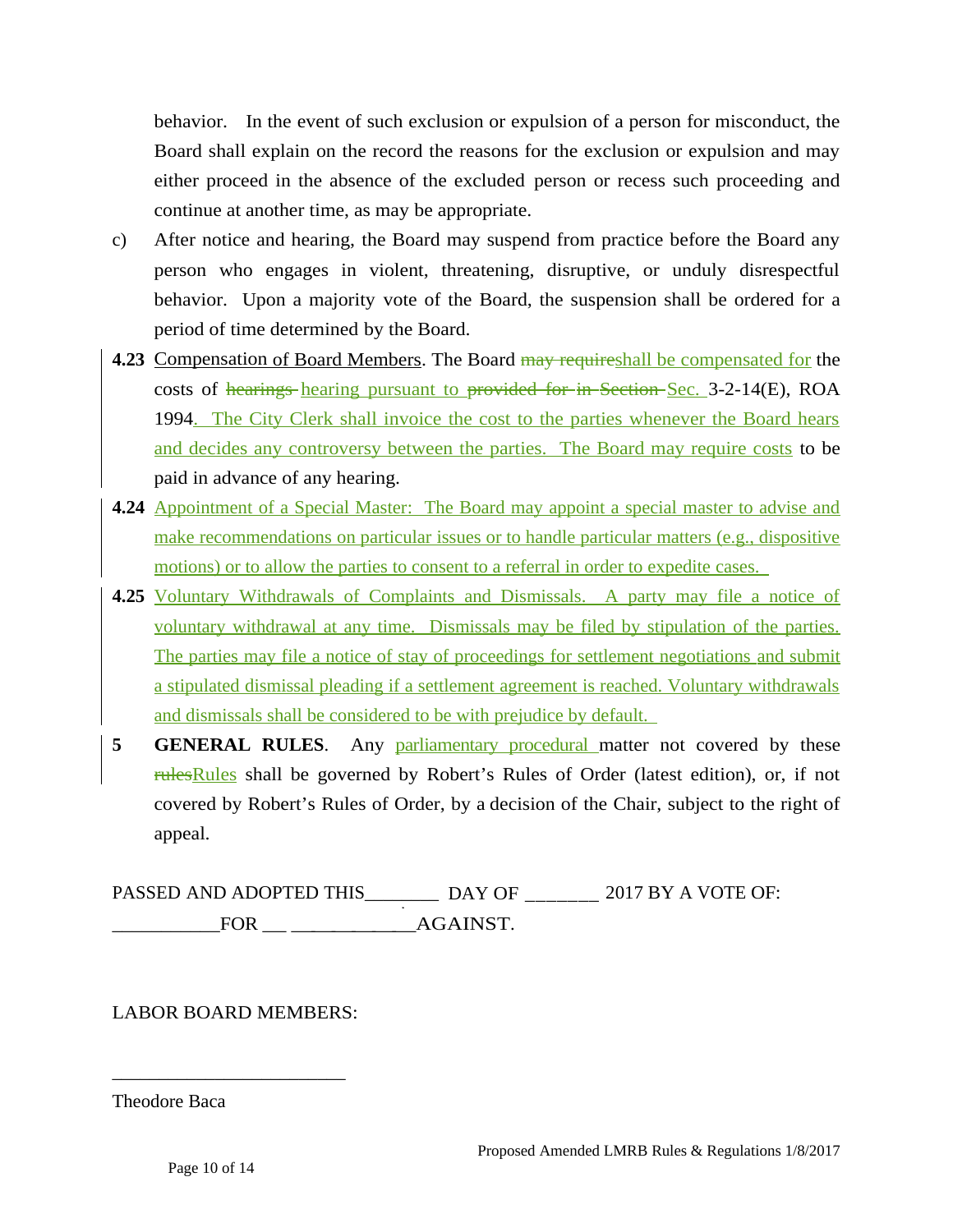behavior. In the event of such exclusion or expulsion of a person for misconduct, the Board shall explain on the record the reasons for the exclusion or expulsion and may either proceed in the absence of the excluded person or recess such proceeding and continue at another time, as may be appropriate.

c) After notice and hearing, the Board may suspend from practice before the Board any person who engages in violent, threatening, disruptive, or unduly disrespectful behavior. Upon a majority vote of the Board, the suspension shall be ordered for a period of time determined by the Board.

**4.23** Compensation of Board Members. The Board ~~may require~~shall be compensated for the costs of ~~hearings~~ hearing pursuant to ~~provided for in Section~~ Sec. 3-2-14(E), ROA 1994. The City Clerk shall invoice the cost to the parties whenever the Board hears and decides any controversy between the parties. The Board may require costs to be paid in advance of any hearing.

**4.24** Appointment of a Special Master: The Board may appoint a special master to advise and make recommendations on particular issues or to handle particular matters (e.g., dispositive motions) or to allow the parties to consent to a referral in order to expedite cases.

**4.25** Voluntary Withdrawals of Complaints and Dismissals. A party may file a notice of voluntary withdrawal at any time. Dismissals may be filed by stipulation of the parties. The parties may file a notice of stay of proceedings for settlement negotiations and submit a stipulated dismissal pleading if a settlement agreement is reached. Voluntary withdrawals and dismissals shall be considered to be with prejudice by default.

**5** **GENERAL RULES**. Any parliamentary procedural matter not covered by these ~~rules~~Rules shall be governed by Robert's Rules of Order (latest edition), or, if not covered by Robert's Rules of Order, by a decision of the Chair, subject to the right of appeal.

PASSED AND ADOPTED THIS_______ DAY OF _______ 2017 BY A VOTE OF:
__________FOR __ ____________AGAINST.

LABOR BOARD MEMBERS:

________________________

Theodore Baca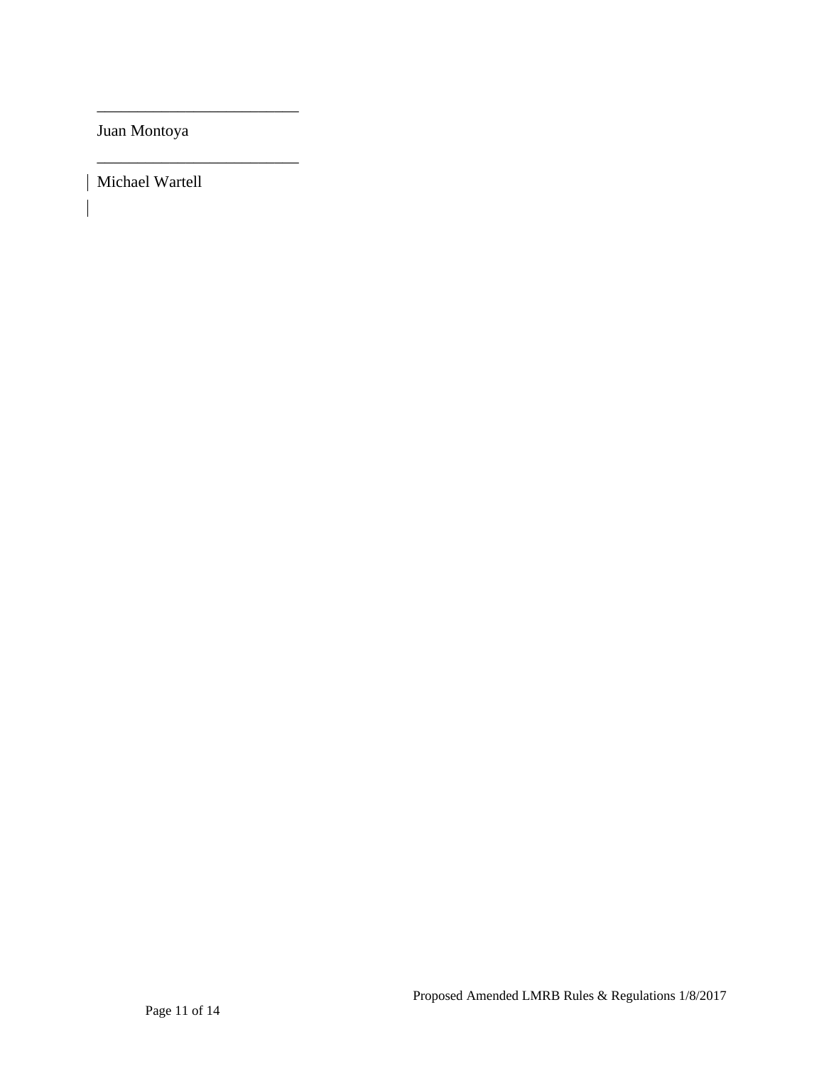\_\_\_\_\_\_\_\_\_\_\_\_\_\_\_\_\_\_\_\_\_\_\_\_\_\_

Juan Montoya

\_\_\_\_\_\_\_\_\_\_\_\_\_\_\_\_\_\_\_\_\_\_\_\_\_\_

Michael Wartell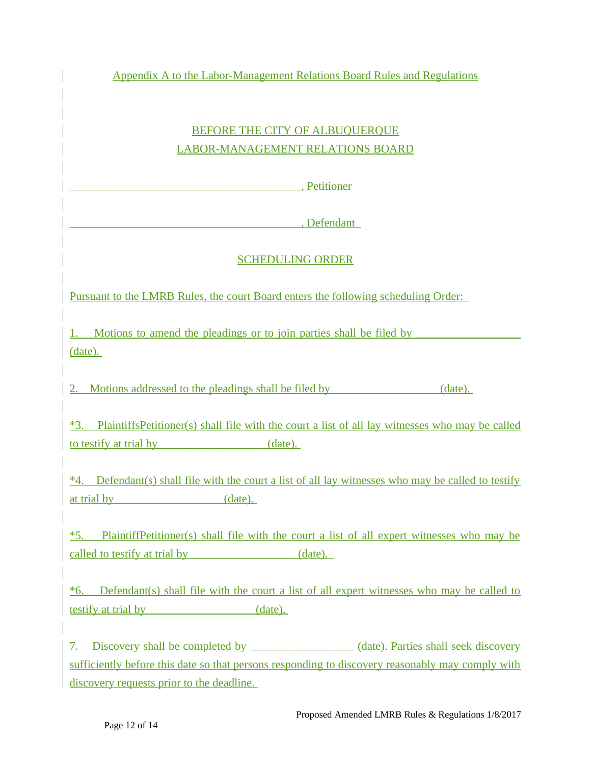Appendix A to the Labor-Management Relations Board Rules and Regulations

BEFORE THE CITY OF ALBUQUERQUE
LABOR-MANAGEMENT RELATIONS BOARD

________________________________________, Petitioner

________________________________________, Defendant

SCHEDULING ORDER

Pursuant to the LMRB Rules, the court Board enters the following scheduling Order:

1. Motions to amend the pleadings or to join parties shall be filed by ___________________ (date).

2. Motions addressed to the pleadings shall be filed by ___________________ (date).

*3. PlaintiffsPetitioner(s) shall file with the court a list of all lay witnesses who may be called to testify at trial by ___________________ (date).

*4. Defendant(s) shall file with the court a list of all lay witnesses who may be called to testify at trial by ___________________ (date).

*5. PlaintiffPetitioner(s) shall file with the court a list of all expert witnesses who may be called to testify at trial by ___________________ (date).

*6. Defendant(s) shall file with the court a list of all expert witnesses who may be called to testify at trial by ___________________ (date).

7. Discovery shall be completed by ___________________ (date). Parties shall seek discovery sufficiently before this date so that persons responding to discovery reasonably may comply with discovery requests prior to the deadline.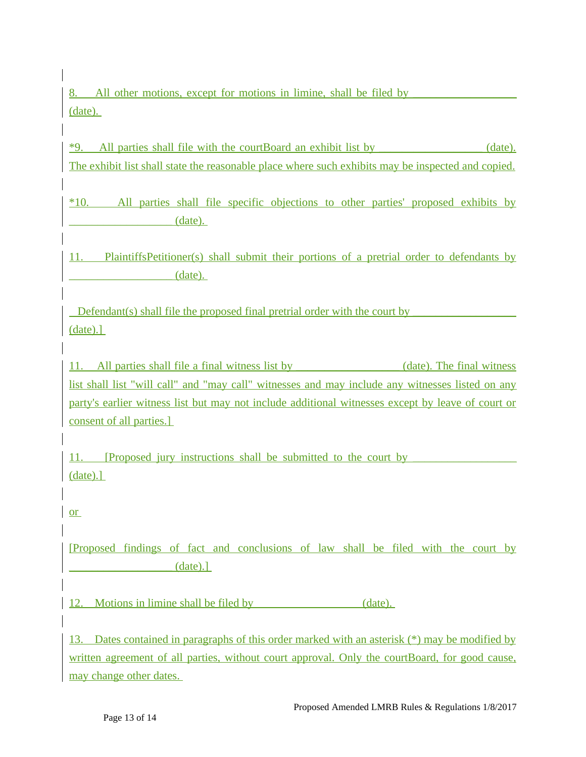8. All other motions, except for motions in limine, shall be filed by ___________________ (date).

*9. All parties shall file with the courtBoard an exhibit list by ___________________ (date). The exhibit list shall state the reasonable place where such exhibits may be inspected and copied.

*10. All parties shall file specific objections to other parties' proposed exhibits by ___________________ (date).

11. PlaintiffsPetitioner(s) shall submit their portions of a pretrial order to defendants by ___________________ (date).

Defendant(s) shall file the proposed final pretrial order with the court by ___________________ (date).]

11. All parties shall file a final witness list by ___________________ (date). The final witness list shall list "will call" and "may call" witnesses and may include any witnesses listed on any party's earlier witness list but may not include additional witnesses except by leave of court or consent of all parties.]

11. [Proposed jury instructions shall be submitted to the court by ___________________ (date).]

or

[Proposed findings of fact and conclusions of law shall be filed with the court by ___________________ (date).]

12. Motions in limine shall be filed by ___________________ (date).

13. Dates contained in paragraphs of this order marked with an asterisk (*) may be modified by written agreement of all parties, without court approval. Only the courtBoard, for good cause, may change other dates.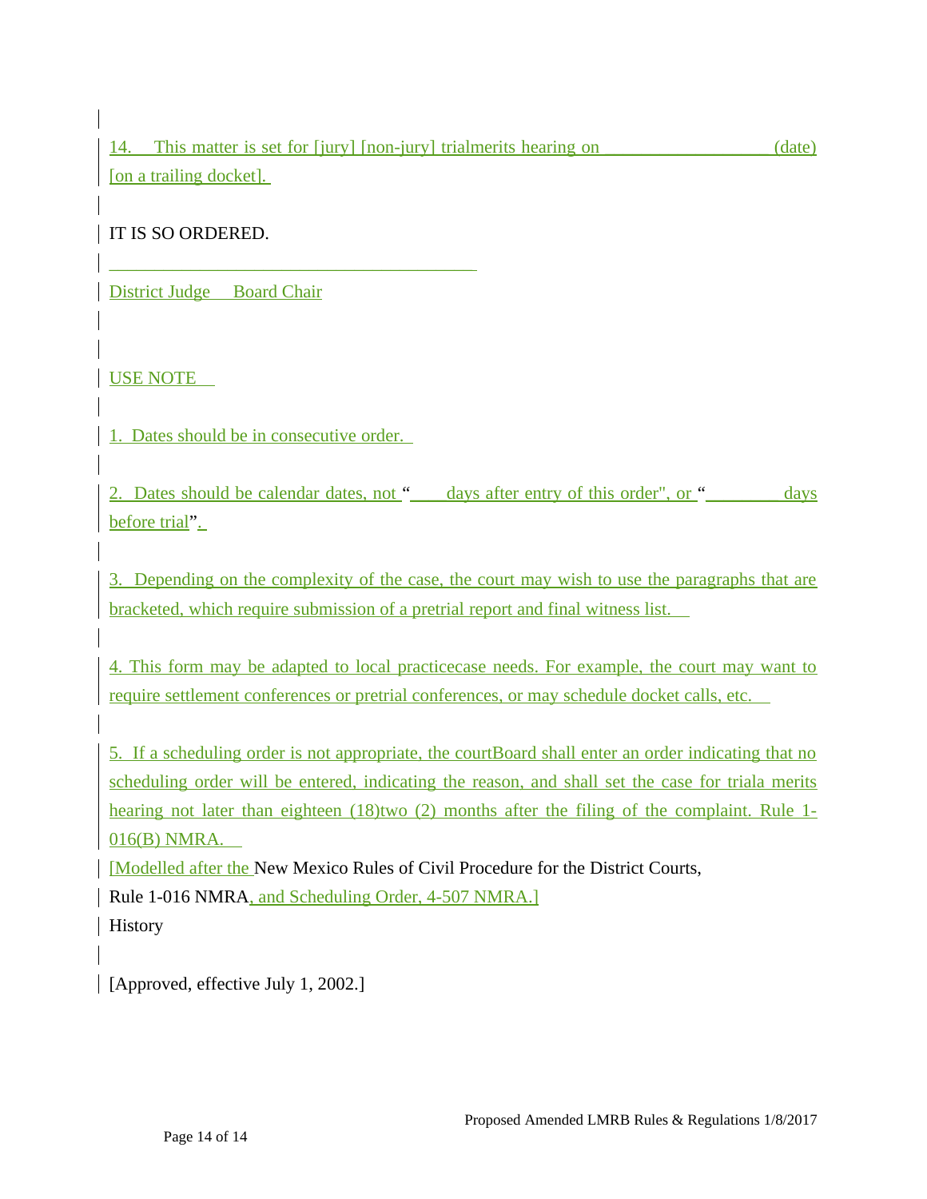14. This matter is set for [jury] [non-jury] trialmerits hearing on ___________________ (date) [on a trailing docket].

IT IS SO ORDERED.

_________________________________________

District Judge Board Chair

USE NOTE

1. Dates should be in consecutive order.

2. Dates should be calendar dates, not "____ days after entry of this order", or "_________ days before trial".

3. Depending on the complexity of the case, the court may wish to use the paragraphs that are bracketed, which require submission of a pretrial report and final witness list.

4. This form may be adapted to local practicecase needs. For example, the court may want to require settlement conferences or pretrial conferences, or may schedule docket calls, etc.

5. If a scheduling order is not appropriate, the courtBoard shall enter an order indicating that no scheduling order will be entered, indicating the reason, and shall set the case for triala merits hearing not later than eighteen (18)two (2) months after the filing of the complaint. Rule 1-016(B) NMRA.

[Modelled after the New Mexico Rules of Civil Procedure for the District Courts,

Rule 1-016 NMRA, and Scheduling Order, 4-507 NMRA.]

History

[Approved, effective July 1, 2002.]